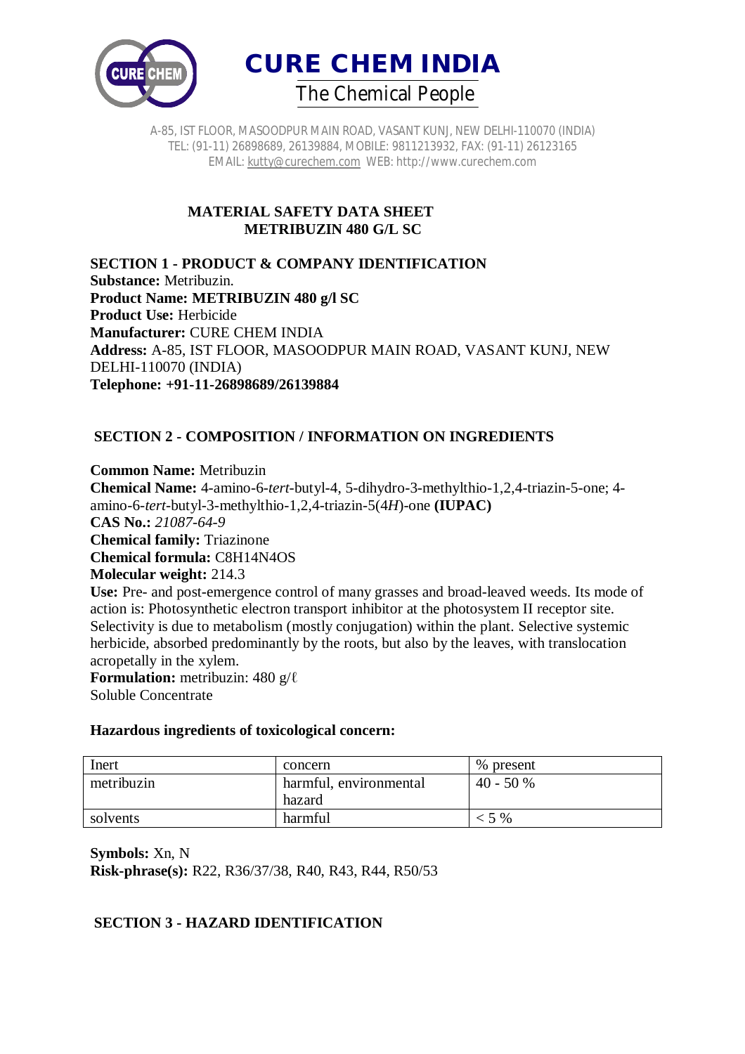# CURE CHEM INDIA

The Chemical People

A-85, IST FLOOR, MASOODPUR MAIN ROAD, VASANT KUNJ, NEW DELHI-110070 (INDIA)
TEL: (91-11) 26898689, 26139884, MOBILE: 9811213932, FAX: (91-11) 26123165
EMAIL: kutty@curechem.com WEB: http://www.curechem.com

## MATERIAL SAFETY DATA SHEET
## METRIBUZIN 480 G/L SC

### SECTION 1 - PRODUCT & COMPANY IDENTIFICATION

**Substance:** Metribuzin.
**Product Name: METRIBUZIN 480 g/l SC**
**Product Use:** Herbicide
**Manufacturer:** CURE CHEM INDIA
**Address:** A-85, IST FLOOR, MASOODPUR MAIN ROAD, VASANT KUNJ, NEW DELHI-110070 (INDIA)
**Telephone: +91-11-26898689/26139884**

### SECTION 2 - COMPOSITION / INFORMATION ON INGREDIENTS

**Common Name:** Metribuzin
**Chemical Name:** 4-amino-6-*tert*-butyl-4, 5-dihydro-3-methylthio-1,2,4-triazin-5-one; 4-amino-6-*tert*-butyl-3-methylthio-1,2,4-triazin-5(4*H*)-one **(IUPAC)**
**CAS No.:** *21087-64-9*
**Chemical family:** Triazinone
**Chemical formula:** $C_8H_{14}N_4OS$
**Molecular weight:** 214.3
**Use:** Pre- and post-emergence control of many grasses and broad-leaved weeds. Its mode of action is: Photosynthetic electron transport inhibitor at the photosystem II receptor site. Selectivity is due to metabolism (mostly conjugation) within the plant. Selective systemic herbicide, absorbed predominantly by the roots, but also by the leaves, with translocation acropetally in the xylem.
**Formulation:** metribuzin: 480 g/ℓ
Soluble Concentrate

**Hazardous ingredients of toxicological concern:**

| Inert | concern | % present |
|---|---|---|
| metribuzin | harmful, environmental hazard | 40 - 50 % |
| solvents | harmful | < 5 % |

**Symbols:** Xn, N
**Risk-phrase(s):** R22, R36/37/38, R40, R43, R44, R50/53

### SECTION 3 - HAZARD IDENTIFICATION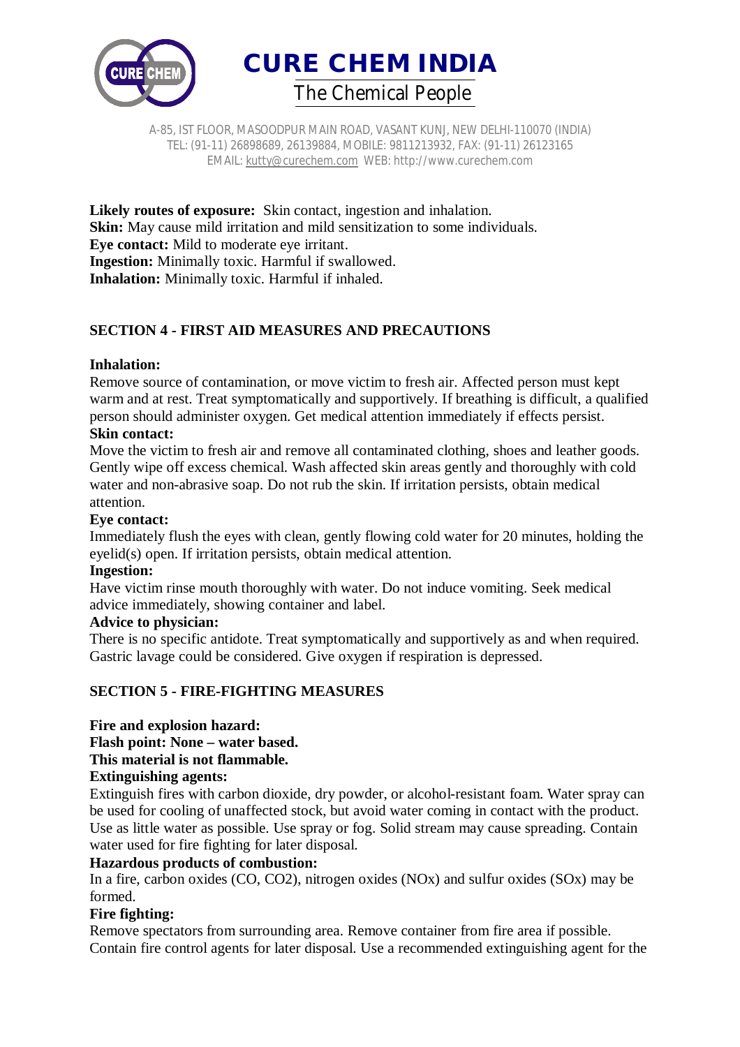**Likely routes of exposure:** Skin contact, ingestion and inhalation.
**Skin:** May cause mild irritation and mild sensitization to some individuals.
**Eye contact:** Mild to moderate eye irritant.
**Ingestion:** Minimally toxic. Harmful if swallowed.
**Inhalation:** Minimally toxic. Harmful if inhaled.

## SECTION 4 - FIRST AID MEASURES AND PRECAUTIONS

**Inhalation:**
Remove source of contamination, or move victim to fresh air. Affected person must kept warm and at rest. Treat symptomatically and supportively. If breathing is difficult, a qualified person should administer oxygen. Get medical attention immediately if effects persist.

**Skin contact:**
Move the victim to fresh air and remove all contaminated clothing, shoes and leather goods. Gently wipe off excess chemical. Wash affected skin areas gently and thoroughly with cold water and non-abrasive soap. Do not rub the skin. If irritation persists, obtain medical attention.

**Eye contact:**
Immediately flush the eyes with clean, gently flowing cold water for 20 minutes, holding the eyelid(s) open. If irritation persists, obtain medical attention.

**Ingestion:**
Have victim rinse mouth thoroughly with water. Do not induce vomiting. Seek medical advice immediately, showing container and label.

**Advice to physician:**
There is no specific antidote. Treat symptomatically and supportively as and when required. Gastric lavage could be considered. Give oxygen if respiration is depressed.

## SECTION 5 - FIRE-FIGHTING MEASURES

**Fire and explosion hazard:**
**Flash point: None – water based.**
**This material is not flammable.**

**Extinguishing agents:**
Extinguish fires with carbon dioxide, dry powder, or alcohol-resistant foam. Water spray can be used for cooling of unaffected stock, but avoid water coming in contact with the product. Use as little water as possible. Use spray or fog. Solid stream may cause spreading. Contain water used for fire fighting for later disposal.

**Hazardous products of combustion:**
In a fire, carbon oxides ($CO$, $CO_2$), nitrogen oxides ($NO_x$) and sulfur oxides ($SO_x$) may be formed.

**Fire fighting:**
Remove spectators from surrounding area. Remove container from fire area if possible. Contain fire control agents for later disposal. Use a recommended extinguishing agent for the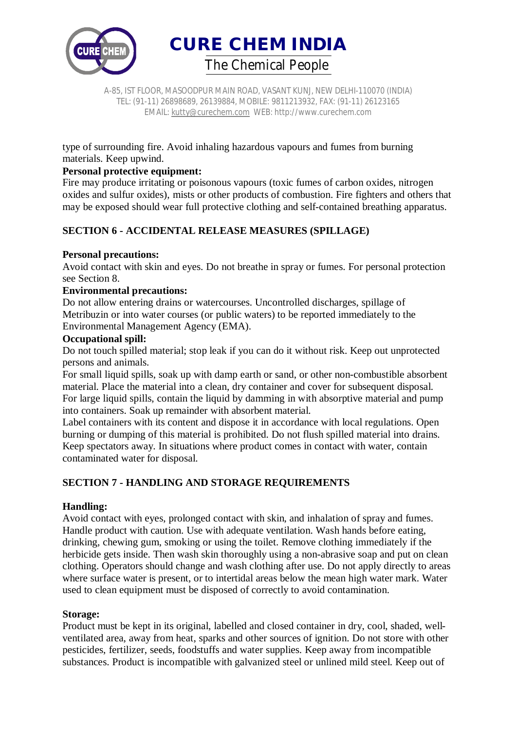type of surrounding fire. Avoid inhaling hazardous vapours and fumes from burning materials. Keep upwind.

**Personal protective equipment:**

Fire may produce irritating or poisonous vapours (toxic fumes of carbon oxides, nitrogen oxides and sulfur oxides), mists or other products of combustion. Fire fighters and others that may be exposed should wear full protective clothing and self-contained breathing apparatus.

## SECTION 6 - ACCIDENTAL RELEASE MEASURES (SPILLAGE)

**Personal precautions:**

Avoid contact with skin and eyes. Do not breathe in spray or fumes. For personal protection see Section 8.

**Environmental precautions:**

Do not allow entering drains or watercourses. Uncontrolled discharges, spillage of Metribuzin or into water courses (or public waters) to be reported immediately to the Environmental Management Agency (EMA).

**Occupational spill:**

Do not touch spilled material; stop leak if you can do it without risk. Keep out unprotected persons and animals.

For small liquid spills, soak up with damp earth or sand, or other non-combustible absorbent material. Place the material into a clean, dry container and cover for subsequent disposal. For large liquid spills, contain the liquid by damming in with absorptive material and pump into containers. Soak up remainder with absorbent material.

Label containers with its content and dispose it in accordance with local regulations. Open burning or dumping of this material is prohibited. Do not flush spilled material into drains. Keep spectators away. In situations where product comes in contact with water, contain contaminated water for disposal.

## SECTION 7 - HANDLING AND STORAGE REQUIREMENTS

**Handling:**

Avoid contact with eyes, prolonged contact with skin, and inhalation of spray and fumes. Handle product with caution. Use with adequate ventilation. Wash hands before eating, drinking, chewing gum, smoking or using the toilet. Remove clothing immediately if the herbicide gets inside. Then wash skin thoroughly using a non-abrasive soap and put on clean clothing. Operators should change and wash clothing after use. Do not apply directly to areas where surface water is present, or to intertidal areas below the mean high water mark. Water used to clean equipment must be disposed of correctly to avoid contamination.

**Storage:**

Product must be kept in its original, labelled and closed container in dry, cool, shaded, well-ventilated area, away from heat, sparks and other sources of ignition. Do not store with other pesticides, fertilizer, seeds, foodstuffs and water supplies. Keep away from incompatible substances. Product is incompatible with galvanized steel or unlined mild steel. Keep out of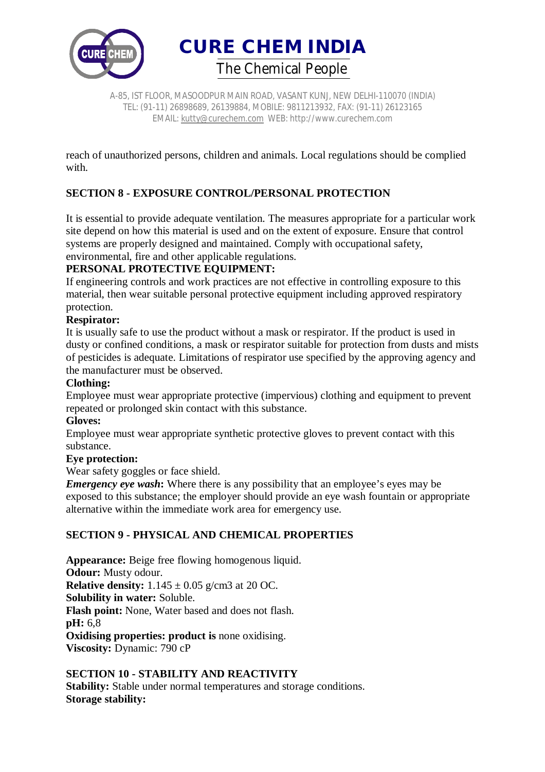reach of unauthorized persons, children and animals. Local regulations should be complied with.

## SECTION 8 - EXPOSURE CONTROL/PERSONAL PROTECTION

It is essential to provide adequate ventilation. The measures appropriate for a particular work site depend on how this material is used and on the extent of exposure. Ensure that control systems are properly designed and maintained. Comply with occupational safety, environmental, fire and other applicable regulations.

**PERSONAL PROTECTIVE EQUIPMENT:**

If engineering controls and work practices are not effective in controlling exposure to this material, then wear suitable personal protective equipment including approved respiratory protection.

**Respirator:**

It is usually safe to use the product without a mask or respirator. If the product is used in dusty or confined conditions, a mask or respirator suitable for protection from dusts and mists of pesticides is adequate. Limitations of respirator use specified by the approving agency and the manufacturer must be observed.

**Clothing:**

Employee must wear appropriate protective (impervious) clothing and equipment to prevent repeated or prolonged skin contact with this substance.

**Gloves:**

Employee must wear appropriate synthetic protective gloves to prevent contact with this substance.

**Eye protection:**

Wear safety goggles or face shield.

***Emergency eye wash*:** Where there is any possibility that an employee's eyes may be exposed to this substance; the employer should provide an eye wash fountain or appropriate alternative within the immediate work area for emergency use.

## SECTION 9 - PHYSICAL AND CHEMICAL PROPERTIES

**Appearance:** Beige free flowing homogenous liquid.
**Odour:** Musty odour.
**Relative density:** 1.145 ± 0.05 g/cm3 at 20 OC.
**Solubility in water:** Soluble.
**Flash point:** None, Water based and does not flash.
**pH:** 6,8
**Oxidising properties: product is** none oxidising.
**Viscosity:** Dynamic: 790 cP

## SECTION 10 - STABILITY AND REACTIVITY

**Stability:** Stable under normal temperatures and storage conditions.
**Storage stability:**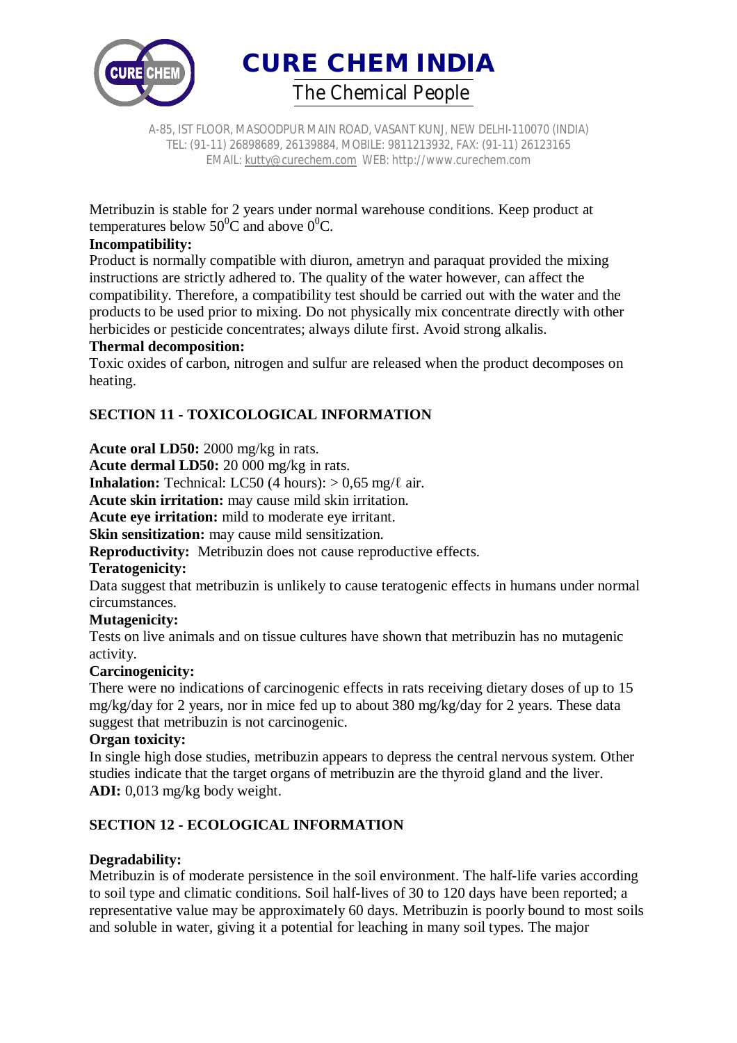Metribuzin is stable for 2 years under normal warehouse conditions. Keep product at temperatures below $50^0$C and above $0^0$C.

**Incompatibility:**

Product is normally compatible with diuron, ametryn and paraquat provided the mixing instructions are strictly adhered to. The quality of the water however, can affect the compatibility. Therefore, a compatibility test should be carried out with the water and the products to be used prior to mixing. Do not physically mix concentrate directly with other herbicides or pesticide concentrates; always dilute first. Avoid strong alkalis.

**Thermal decomposition:**

Toxic oxides of carbon, nitrogen and sulfur are released when the product decomposes on heating.

## SECTION 11 - TOXICOLOGICAL INFORMATION

**Acute oral LD50:** 2000 mg/kg in rats.

**Acute dermal LD50:** 20 000 mg/kg in rats.

**Inhalation:** Technical: LC50 (4 hours): > 0,65 mg/ℓ air.

**Acute skin irritation:** may cause mild skin irritation.

**Acute eye irritation:** mild to moderate eye irritant.

**Skin sensitization:** may cause mild sensitization.

**Reproductivity:** Metribuzin does not cause reproductive effects.

**Teratogenicity:**

Data suggest that metribuzin is unlikely to cause teratogenic effects in humans under normal circumstances.

**Mutagenicity:**

Tests on live animals and on tissue cultures have shown that metribuzin has no mutagenic activity.

**Carcinogenicity:**

There were no indications of carcinogenic effects in rats receiving dietary doses of up to 15 mg/kg/day for 2 years, nor in mice fed up to about 380 mg/kg/day for 2 years. These data suggest that metribuzin is not carcinogenic.

**Organ toxicity:**

In single high dose studies, metribuzin appears to depress the central nervous system. Other studies indicate that the target organs of metribuzin are the thyroid gland and the liver.

**ADI:** 0,013 mg/kg body weight.

## SECTION 12 - ECOLOGICAL INFORMATION

**Degradability:**

Metribuzin is of moderate persistence in the soil environment. The half-life varies according to soil type and climatic conditions. Soil half-lives of 30 to 120 days have been reported; a representative value may be approximately 60 days. Metribuzin is poorly bound to most soils and soluble in water, giving it a potential for leaching in many soil types. The major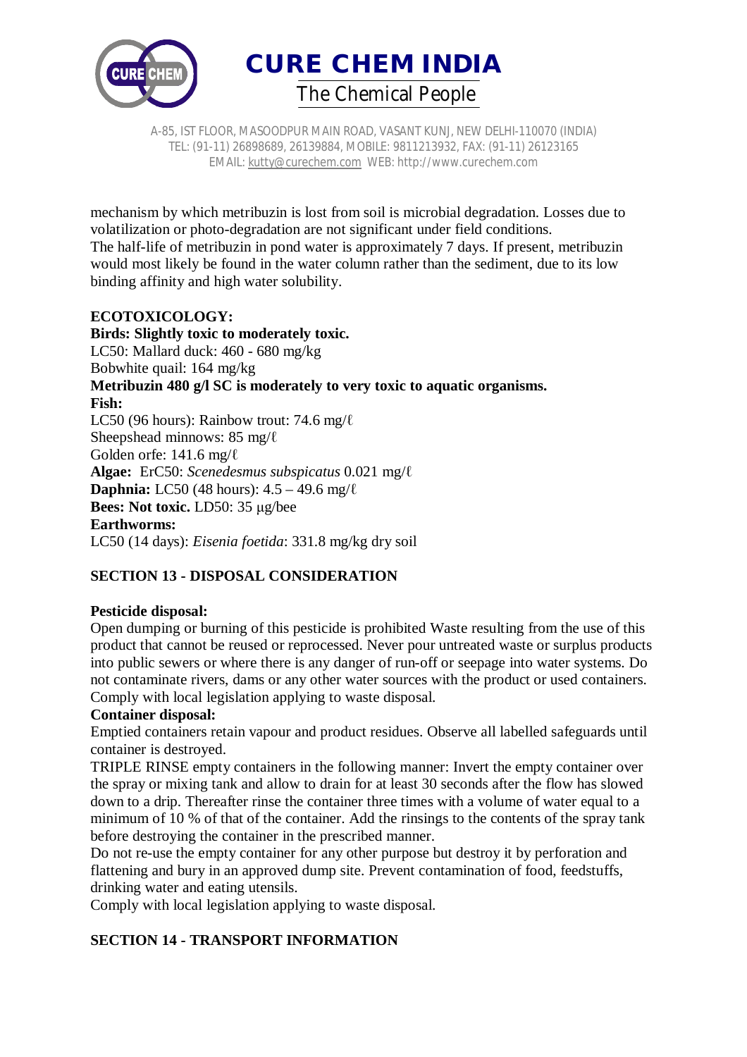mechanism by which metribuzin is lost from soil is microbial degradation. Losses due to volatilization or photo-degradation are not significant under field conditions.
The half-life of metribuzin in pond water is approximately 7 days. If present, metribuzin would most likely be found in the water column rather than the sediment, due to its low binding affinity and high water solubility.

**ECOTOXICOLOGY:**

**Birds: Slightly toxic to moderately toxic.**
LC50: Mallard duck: 460 - 680 mg/kg
Bobwhite quail: 164 mg/kg

**Metribuzin 480 g/l SC is moderately to very toxic to aquatic organisms.**

**Fish:**
LC50 (96 hours): Rainbow trout: 74.6 mg/ℓ
Sheepshead minnows: 85 mg/ℓ
Golden orfe: 141.6 mg/ℓ

**Algae:** ErC50: *Scenedesmus subspicatus* 0.021 mg/ℓ

**Daphnia:** LC50 (48 hours): 4.5 – 49.6 mg/ℓ

**Bees: Not toxic.** LD50: 35 µg/bee

**Earthworms:**
LC50 (14 days): *Eisenia foetida*: 331.8 mg/kg dry soil

## SECTION 13 - DISPOSAL CONSIDERATION

**Pesticide disposal:**
Open dumping or burning of this pesticide is prohibited Waste resulting from the use of this product that cannot be reused or reprocessed. Never pour untreated waste or surplus products into public sewers or where there is any danger of run-off or seepage into water systems. Do not contaminate rivers, dams or any other water sources with the product or used containers. Comply with local legislation applying to waste disposal.

**Container disposal:**
Emptied containers retain vapour and product residues. Observe all labelled safeguards until container is destroyed.
TRIPLE RINSE empty containers in the following manner: Invert the empty container over the spray or mixing tank and allow to drain for at least 30 seconds after the flow has slowed down to a drip. Thereafter rinse the container three times with a volume of water equal to a minimum of 10 % of that of the container. Add the rinsings to the contents of the spray tank before destroying the container in the prescribed manner.
Do not re-use the empty container for any other purpose but destroy it by perforation and flattening and bury in an approved dump site. Prevent contamination of food, feedstuffs, drinking water and eating utensils.
Comply with local legislation applying to waste disposal.

## SECTION 14 - TRANSPORT INFORMATION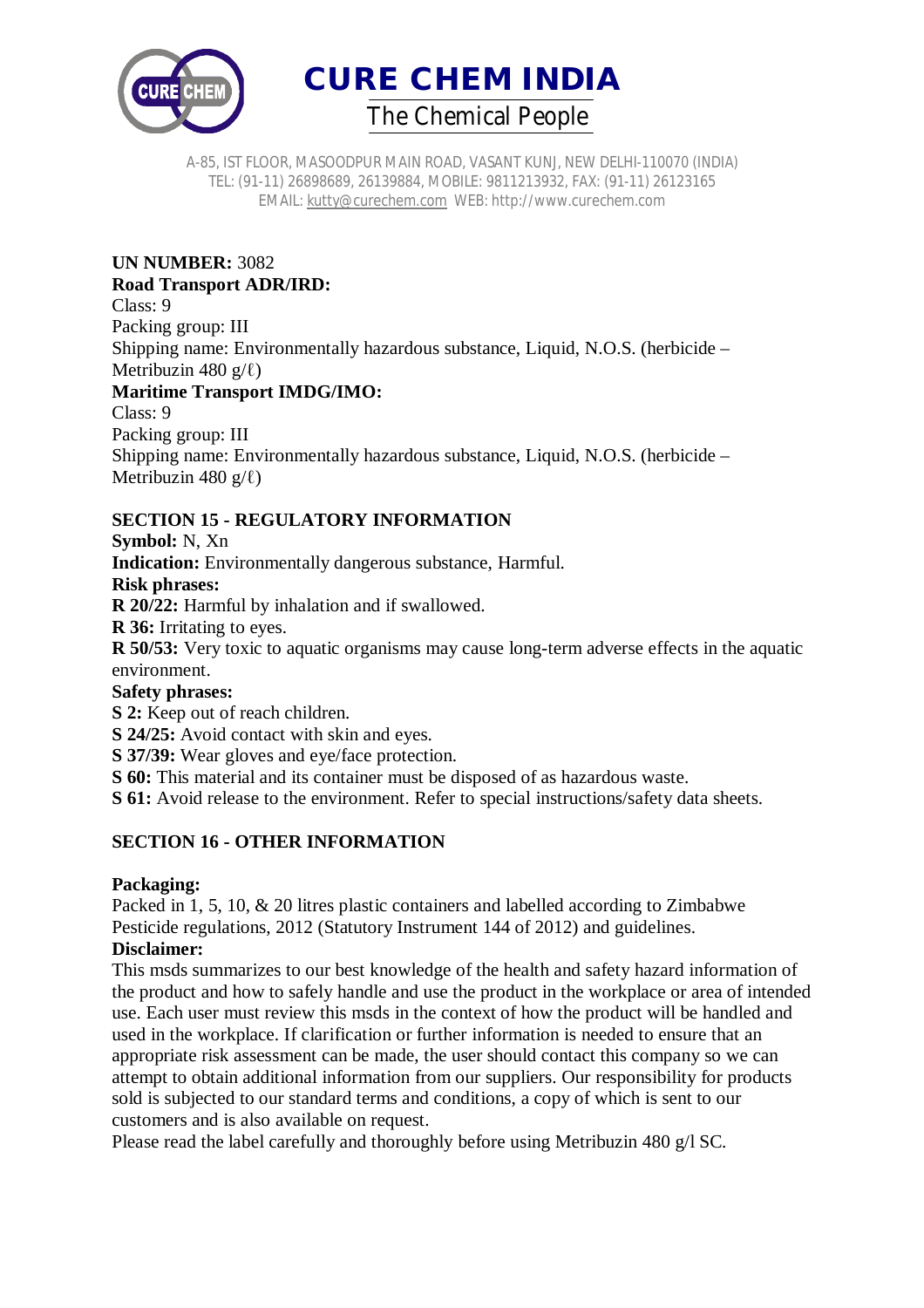**UN NUMBER:** 3082

**Road Transport ADR/IRD:**
Class: 9
Packing group: III
Shipping name: Environmentally hazardous substance, Liquid, N.O.S. (herbicide – Metribuzin 480 g/ℓ)

**Maritime Transport IMDG/IMO:**
Class: 9
Packing group: III
Shipping name: Environmentally hazardous substance, Liquid, N.O.S. (herbicide – Metribuzin 480 g/ℓ)

## SECTION 15 - REGULATORY INFORMATION

**Symbol:** N, Xn
**Indication:** Environmentally dangerous substance, Harmful.
**Risk phrases:**
**R 20/22:** Harmful by inhalation and if swallowed.
**R 36:** Irritating to eyes.
**R 50/53:** Very toxic to aquatic organisms may cause long-term adverse effects in the aquatic environment.
**Safety phrases:**
**S 2:** Keep out of reach children.
**S 24/25:** Avoid contact with skin and eyes.
**S 37/39:** Wear gloves and eye/face protection.
**S 60:** This material and its container must be disposed of as hazardous waste.
**S 61:** Avoid release to the environment. Refer to special instructions/safety data sheets.

## SECTION 16 - OTHER INFORMATION

**Packaging:**
Packed in 1, 5, 10, & 20 litres plastic containers and labelled according to Zimbabwe Pesticide regulations, 2012 (Statutory Instrument 144 of 2012) and guidelines.
**Disclaimer:**
This msds summarizes to our best knowledge of the health and safety hazard information of the product and how to safely handle and use the product in the workplace or area of intended use. Each user must review this msds in the context of how the product will be handled and used in the workplace. If clarification or further information is needed to ensure that an appropriate risk assessment can be made, the user should contact this company so we can attempt to obtain additional information from our suppliers. Our responsibility for products sold is subjected to our standard terms and conditions, a copy of which is sent to our customers and is also available on request.
Please read the label carefully and thoroughly before using Metribuzin 480 g/l SC.